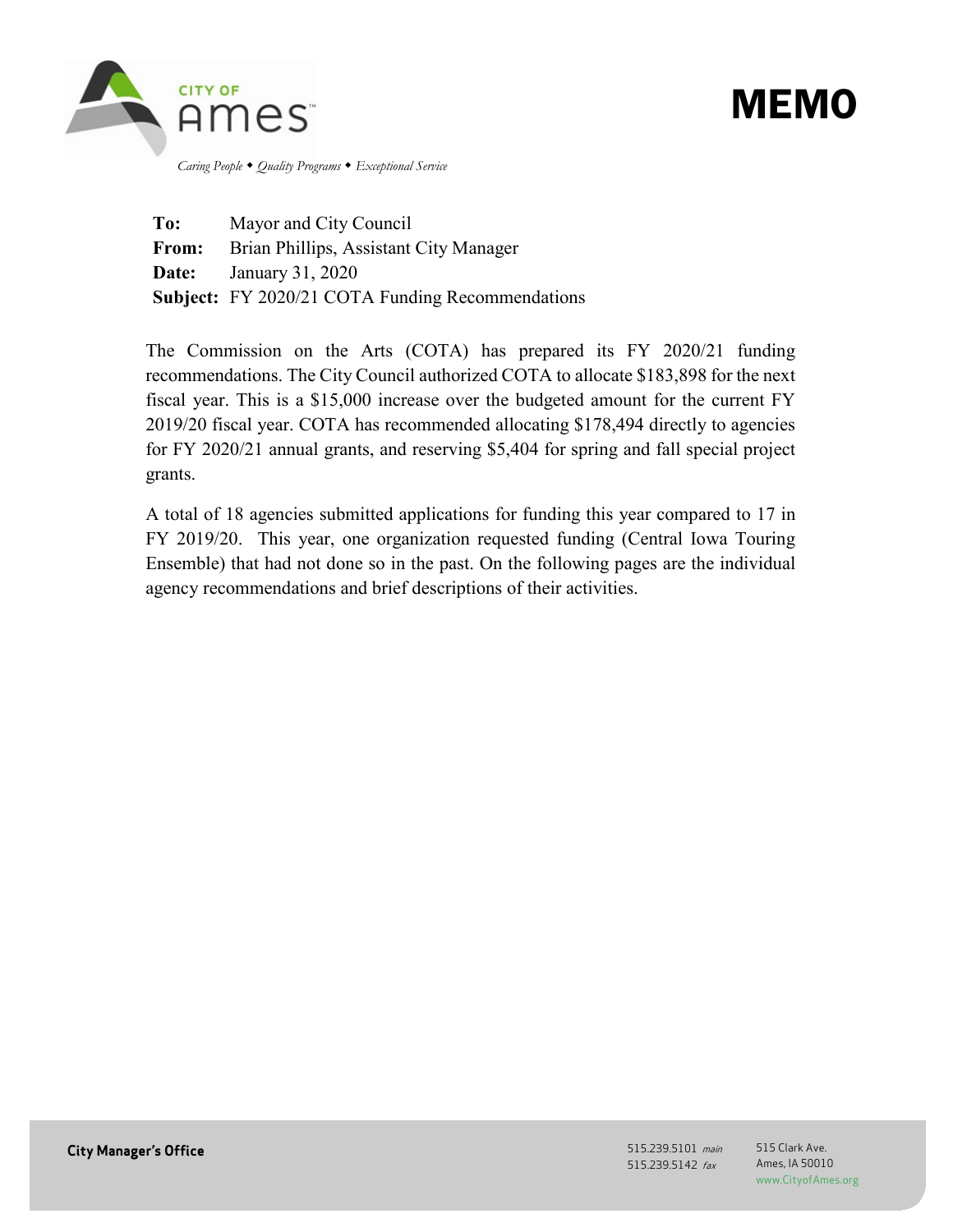CITY OF Ames™

*Caring People ◆ Quality Programs ◆ Exceptional Service*

# MEMO

**To:** Mayor and City Council
**From:** Brian Phillips, Assistant City Manager
**Date:** January 31, 2020
**Subject:** FY 2020/21 COTA Funding Recommendations

The Commission on the Arts (COTA) has prepared its FY 2020/21 funding recommendations. The City Council authorized COTA to allocate $183,898 for the next fiscal year. This is a $15,000 increase over the budgeted amount for the current FY 2019/20 fiscal year. COTA has recommended allocating $178,494 directly to agencies for FY 2020/21 annual grants, and reserving $5,404 for spring and fall special project grants.

A total of 18 agencies submitted applications for funding this year compared to 17 in FY 2019/20. This year, one organization requested funding (Central Iowa Touring Ensemble) that had not done so in the past. On the following pages are the individual agency recommendations and brief descriptions of their activities.

**City Manager's Office**

515.239.5101 *main*
515.239.5142 *fax*

515 Clark Ave.
Ames, IA 50010
www.CityofAmes.org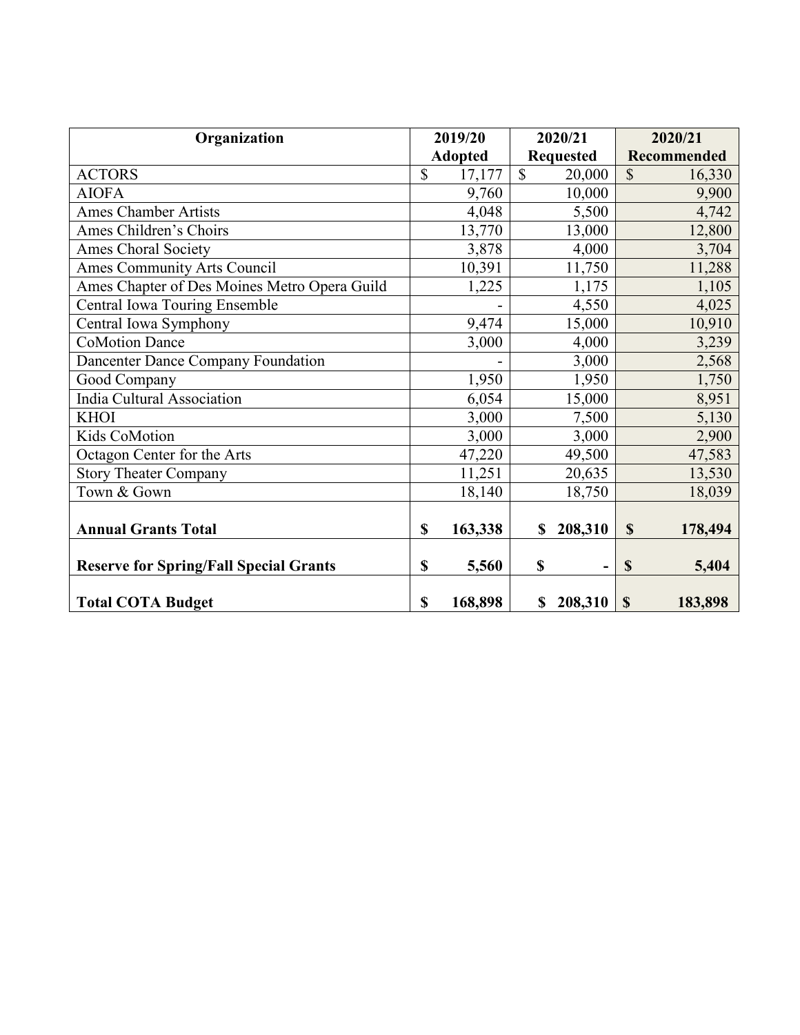| Organization | 2019/20 Adopted | 2020/21 Requested | 2020/21 Recommended |
|---|---|---|---|
| ACTORS | $ 17,177 | $ 20,000 | $ 16,330 |
| AIOFA | 9,760 | 10,000 | 9,900 |
| Ames Chamber Artists | 4,048 | 5,500 | 4,742 |
| Ames Children's Choirs | 13,770 | 13,000 | 12,800 |
| Ames Choral Society | 3,878 | 4,000 | 3,704 |
| Ames Community Arts Council | 10,391 | 11,750 | 11,288 |
| Ames Chapter of Des Moines Metro Opera Guild | 1,225 | 1,175 | 1,105 |
| Central Iowa Touring Ensemble | - | 4,550 | 4,025 |
| Central Iowa Symphony | 9,474 | 15,000 | 10,910 |
| CoMotion Dance | 3,000 | 4,000 | 3,239 |
| Dancenter Dance Company Foundation | - | 3,000 | 2,568 |
| Good Company | 1,950 | 1,950 | 1,750 |
| India Cultural Association | 6,054 | 15,000 | 8,951 |
| KHOI | 3,000 | 7,500 | 5,130 |
| Kids CoMotion | 3,000 | 3,000 | 2,900 |
| Octagon Center for the Arts | 47,220 | 49,500 | 47,583 |
| Story Theater Company | 11,251 | 20,635 | 13,530 |
| Town & Gown | 18,140 | 18,750 | 18,039 |
| **Annual Grants Total** | **$ 163,338** | **$ 208,310** | **$ 178,494** |
| **Reserve for Spring/Fall Special Grants** | **$ 5,560** | **$ -** | **$ 5,404** |
| **Total COTA Budget** | **$ 168,898** | **$ 208,310** | **$ 183,898** |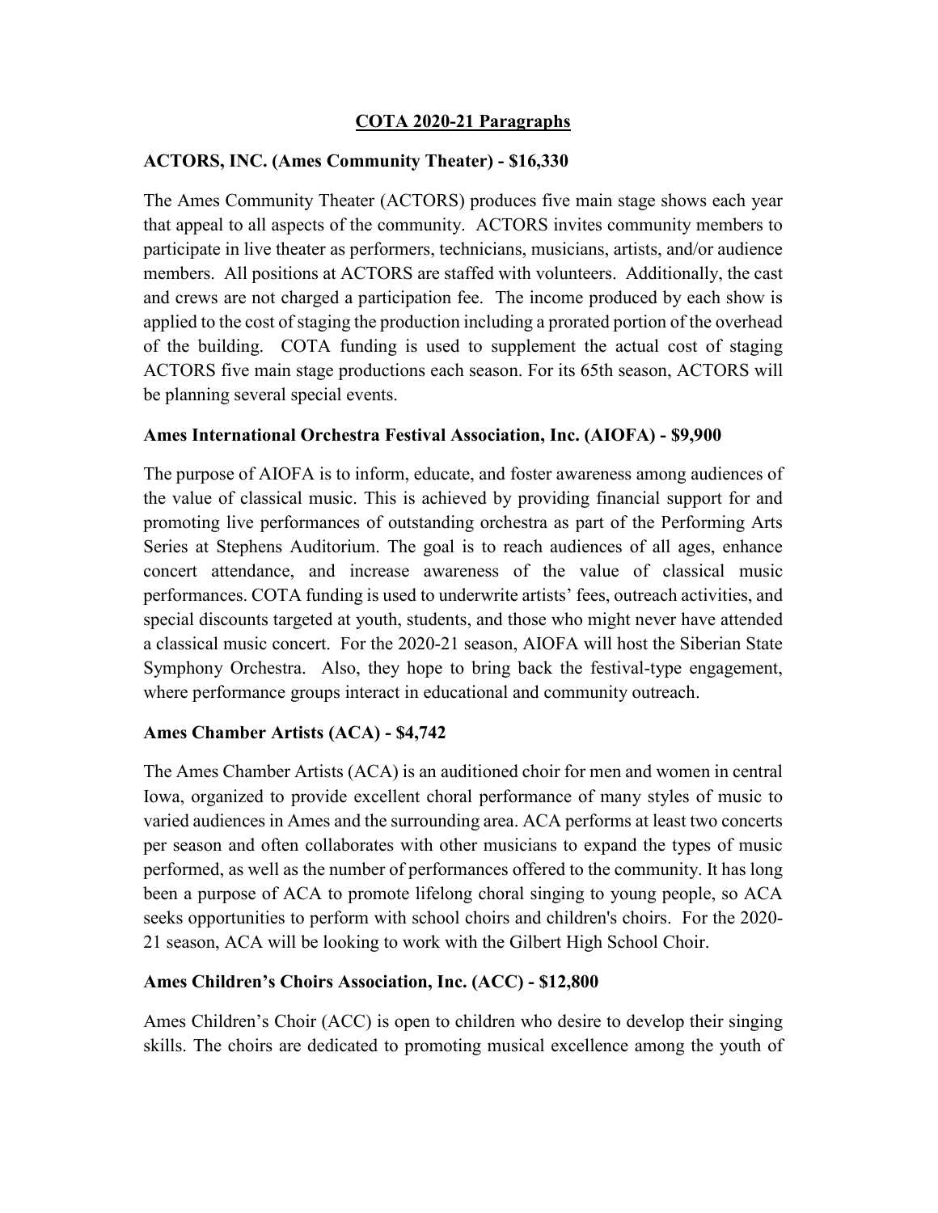## COTA 2020-21 Paragraphs

### ACTORS, INC. (Ames Community Theater) - $16,330

The Ames Community Theater (ACTORS) produces five main stage shows each year that appeal to all aspects of the community. ACTORS invites community members to participate in live theater as performers, technicians, musicians, artists, and/or audience members. All positions at ACTORS are staffed with volunteers. Additionally, the cast and crews are not charged a participation fee. The income produced by each show is applied to the cost of staging the production including a prorated portion of the overhead of the building. COTA funding is used to supplement the actual cost of staging ACTORS five main stage productions each season. For its 65th season, ACTORS will be planning several special events.

### Ames International Orchestra Festival Association, Inc. (AIOFA) - $9,900

The purpose of AIOFA is to inform, educate, and foster awareness among audiences of the value of classical music. This is achieved by providing financial support for and promoting live performances of outstanding orchestra as part of the Performing Arts Series at Stephens Auditorium. The goal is to reach audiences of all ages, enhance concert attendance, and increase awareness of the value of classical music performances. COTA funding is used to underwrite artists' fees, outreach activities, and special discounts targeted at youth, students, and those who might never have attended a classical music concert. For the 2020-21 season, AIOFA will host the Siberian State Symphony Orchestra. Also, they hope to bring back the festival-type engagement, where performance groups interact in educational and community outreach.

### Ames Chamber Artists (ACA) - $4,742

The Ames Chamber Artists (ACA) is an auditioned choir for men and women in central Iowa, organized to provide excellent choral performance of many styles of music to varied audiences in Ames and the surrounding area. ACA performs at least two concerts per season and often collaborates with other musicians to expand the types of music performed, as well as the number of performances offered to the community. It has long been a purpose of ACA to promote lifelong choral singing to young people, so ACA seeks opportunities to perform with school choirs and children's choirs. For the 2020-21 season, ACA will be looking to work with the Gilbert High School Choir.

### Ames Children's Choirs Association, Inc. (ACC) - $12,800

Ames Children's Choir (ACC) is open to children who desire to develop their singing skills. The choirs are dedicated to promoting musical excellence among the youth of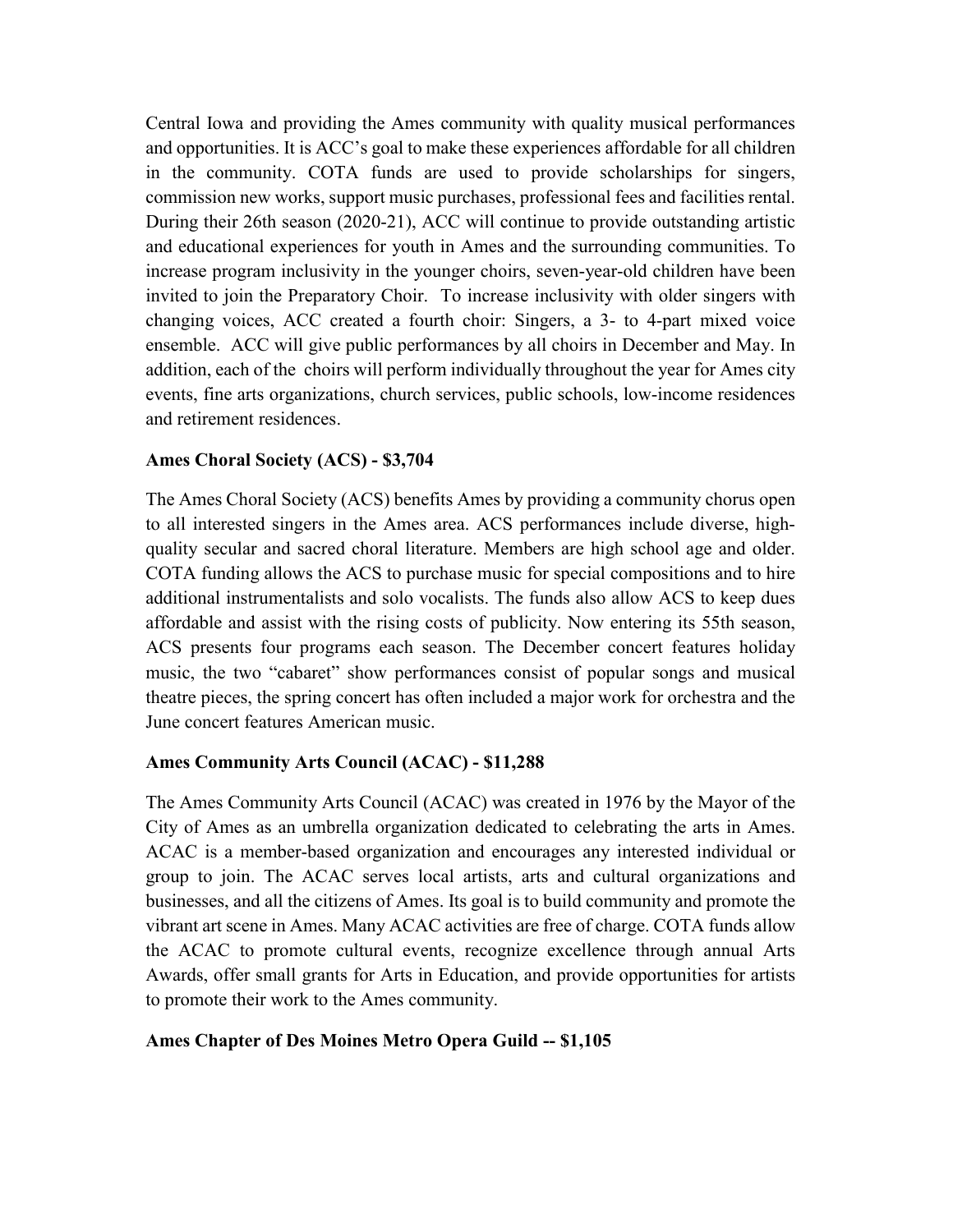Central Iowa and providing the Ames community with quality musical performances and opportunities. It is ACC's goal to make these experiences affordable for all children in the community. COTA funds are used to provide scholarships for singers, commission new works, support music purchases, professional fees and facilities rental. During their 26th season (2020-21), ACC will continue to provide outstanding artistic and educational experiences for youth in Ames and the surrounding communities. To increase program inclusivity in the younger choirs, seven-year-old children have been invited to join the Preparatory Choir. To increase inclusivity with older singers with changing voices, ACC created a fourth choir: Singers, a 3- to 4-part mixed voice ensemble. ACC will give public performances by all choirs in December and May. In addition, each of the choirs will perform individually throughout the year for Ames city events, fine arts organizations, church services, public schools, low-income residences and retirement residences.

**Ames Choral Society (ACS) - $3,704**

The Ames Choral Society (ACS) benefits Ames by providing a community chorus open to all interested singers in the Ames area. ACS performances include diverse, high-quality secular and sacred choral literature. Members are high school age and older. COTA funding allows the ACS to purchase music for special compositions and to hire additional instrumentalists and solo vocalists. The funds also allow ACS to keep dues affordable and assist with the rising costs of publicity. Now entering its 55th season, ACS presents four programs each season. The December concert features holiday music, the two "cabaret" show performances consist of popular songs and musical theatre pieces, the spring concert has often included a major work for orchestra and the June concert features American music.

**Ames Community Arts Council (ACAC) - $11,288**

The Ames Community Arts Council (ACAC) was created in 1976 by the Mayor of the City of Ames as an umbrella organization dedicated to celebrating the arts in Ames. ACAC is a member-based organization and encourages any interested individual or group to join. The ACAC serves local artists, arts and cultural organizations and businesses, and all the citizens of Ames. Its goal is to build community and promote the vibrant art scene in Ames. Many ACAC activities are free of charge. COTA funds allow the ACAC to promote cultural events, recognize excellence through annual Arts Awards, offer small grants for Arts in Education, and provide opportunities for artists to promote their work to the Ames community.

**Ames Chapter of Des Moines Metro Opera Guild -- $1,105**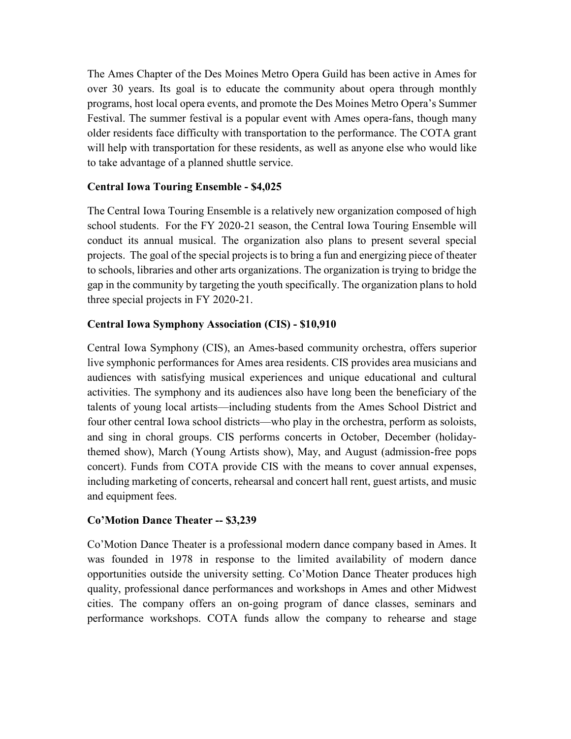The Ames Chapter of the Des Moines Metro Opera Guild has been active in Ames for over 30 years. Its goal is to educate the community about opera through monthly programs, host local opera events, and promote the Des Moines Metro Opera's Summer Festival. The summer festival is a popular event with Ames opera-fans, though many older residents face difficulty with transportation to the performance. The COTA grant will help with transportation for these residents, as well as anyone else who would like to take advantage of a planned shuttle service.

**Central Iowa Touring Ensemble - $4,025**

The Central Iowa Touring Ensemble is a relatively new organization composed of high school students. For the FY 2020-21 season, the Central Iowa Touring Ensemble will conduct its annual musical. The organization also plans to present several special projects. The goal of the special projects is to bring a fun and energizing piece of theater to schools, libraries and other arts organizations. The organization is trying to bridge the gap in the community by targeting the youth specifically. The organization plans to hold three special projects in FY 2020-21.

**Central Iowa Symphony Association (CIS) - $10,910**

Central Iowa Symphony (CIS), an Ames-based community orchestra, offers superior live symphonic performances for Ames area residents. CIS provides area musicians and audiences with satisfying musical experiences and unique educational and cultural activities. The symphony and its audiences also have long been the beneficiary of the talents of young local artists—including students from the Ames School District and four other central Iowa school districts—who play in the orchestra, perform as soloists, and sing in choral groups. CIS performs concerts in October, December (holiday-themed show), March (Young Artists show), May, and August (admission-free pops concert). Funds from COTA provide CIS with the means to cover annual expenses, including marketing of concerts, rehearsal and concert hall rent, guest artists, and music and equipment fees.

**Co'Motion Dance Theater -- $3,239**

Co'Motion Dance Theater is a professional modern dance company based in Ames. It was founded in 1978 in response to the limited availability of modern dance opportunities outside the university setting. Co'Motion Dance Theater produces high quality, professional dance performances and workshops in Ames and other Midwest cities. The company offers an on-going program of dance classes, seminars and performance workshops. COTA funds allow the company to rehearse and stage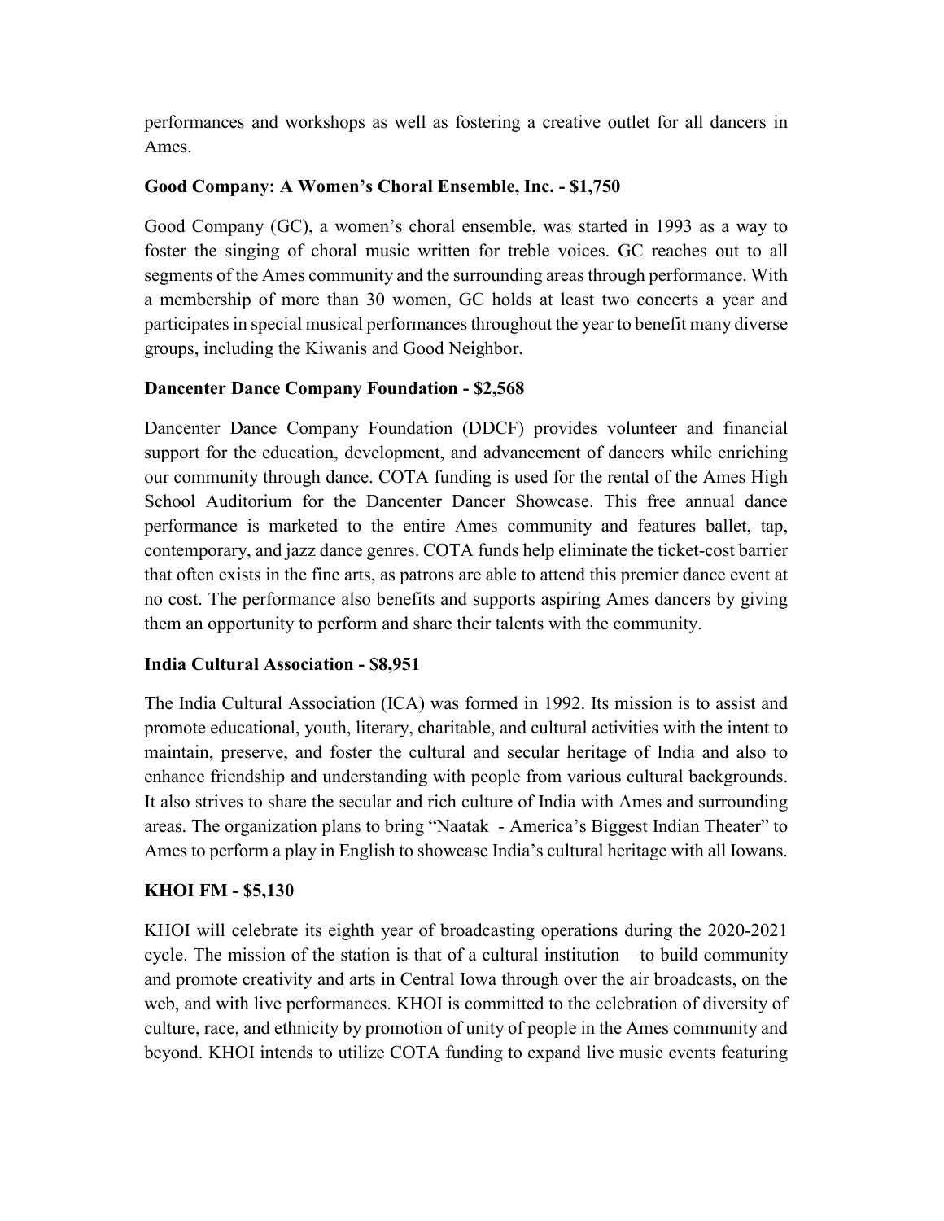performances and workshops as well as fostering a creative outlet for all dancers in Ames.

**Good Company: A Women's Choral Ensemble, Inc. - $1,750**

Good Company (GC), a women's choral ensemble, was started in 1993 as a way to foster the singing of choral music written for treble voices. GC reaches out to all segments of the Ames community and the surrounding areas through performance. With a membership of more than 30 women, GC holds at least two concerts a year and participates in special musical performances throughout the year to benefit many diverse groups, including the Kiwanis and Good Neighbor.

**Dancenter Dance Company Foundation - $2,568**

Dancenter Dance Company Foundation (DDCF) provides volunteer and financial support for the education, development, and advancement of dancers while enriching our community through dance. COTA funding is used for the rental of the Ames High School Auditorium for the Dancenter Dancer Showcase. This free annual dance performance is marketed to the entire Ames community and features ballet, tap, contemporary, and jazz dance genres. COTA funds help eliminate the ticket-cost barrier that often exists in the fine arts, as patrons are able to attend this premier dance event at no cost. The performance also benefits and supports aspiring Ames dancers by giving them an opportunity to perform and share their talents with the community.

**India Cultural Association - $8,951**

The India Cultural Association (ICA) was formed in 1992. Its mission is to assist and promote educational, youth, literary, charitable, and cultural activities with the intent to maintain, preserve, and foster the cultural and secular heritage of India and also to enhance friendship and understanding with people from various cultural backgrounds. It also strives to share the secular and rich culture of India with Ames and surrounding areas. The organization plans to bring "Naatak - America's Biggest Indian Theater" to Ames to perform a play in English to showcase India's cultural heritage with all Iowans.

**KHOI FM - $5,130**

KHOI will celebrate its eighth year of broadcasting operations during the 2020-2021 cycle. The mission of the station is that of a cultural institution – to build community and promote creativity and arts in Central Iowa through over the air broadcasts, on the web, and with live performances. KHOI is committed to the celebration of diversity of culture, race, and ethnicity by promotion of unity of people in the Ames community and beyond. KHOI intends to utilize COTA funding to expand live music events featuring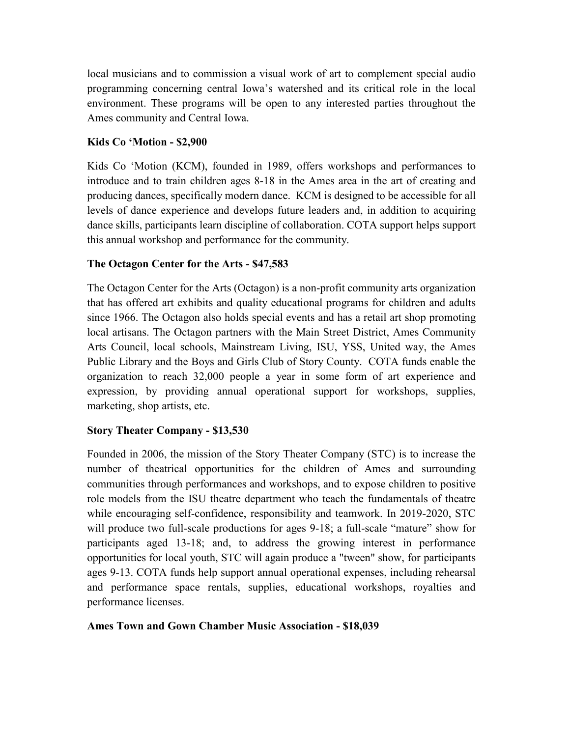local musicians and to commission a visual work of art to complement special audio programming concerning central Iowa's watershed and its critical role in the local environment. These programs will be open to any interested parties throughout the Ames community and Central Iowa.

**Kids Co 'Motion - $2,900**

Kids Co 'Motion (KCM), founded in 1989, offers workshops and performances to introduce and to train children ages 8-18 in the Ames area in the art of creating and producing dances, specifically modern dance. KCM is designed to be accessible for all levels of dance experience and develops future leaders and, in addition to acquiring dance skills, participants learn discipline of collaboration. COTA support helps support this annual workshop and performance for the community.

**The Octagon Center for the Arts - $47,583**

The Octagon Center for the Arts (Octagon) is a non-profit community arts organization that has offered art exhibits and quality educational programs for children and adults since 1966. The Octagon also holds special events and has a retail art shop promoting local artisans. The Octagon partners with the Main Street District, Ames Community Arts Council, local schools, Mainstream Living, ISU, YSS, United way, the Ames Public Library and the Boys and Girls Club of Story County. COTA funds enable the organization to reach 32,000 people a year in some form of art experience and expression, by providing annual operational support for workshops, supplies, marketing, shop artists, etc.

**Story Theater Company - $13,530**

Founded in 2006, the mission of the Story Theater Company (STC) is to increase the number of theatrical opportunities for the children of Ames and surrounding communities through performances and workshops, and to expose children to positive role models from the ISU theatre department who teach the fundamentals of theatre while encouraging self-confidence, responsibility and teamwork. In 2019-2020, STC will produce two full-scale productions for ages 9-18; a full-scale "mature" show for participants aged 13-18; and, to address the growing interest in performance opportunities for local youth, STC will again produce a "tween" show, for participants ages 9-13. COTA funds help support annual operational expenses, including rehearsal and performance space rentals, supplies, educational workshops, royalties and performance licenses.

**Ames Town and Gown Chamber Music Association - $18,039**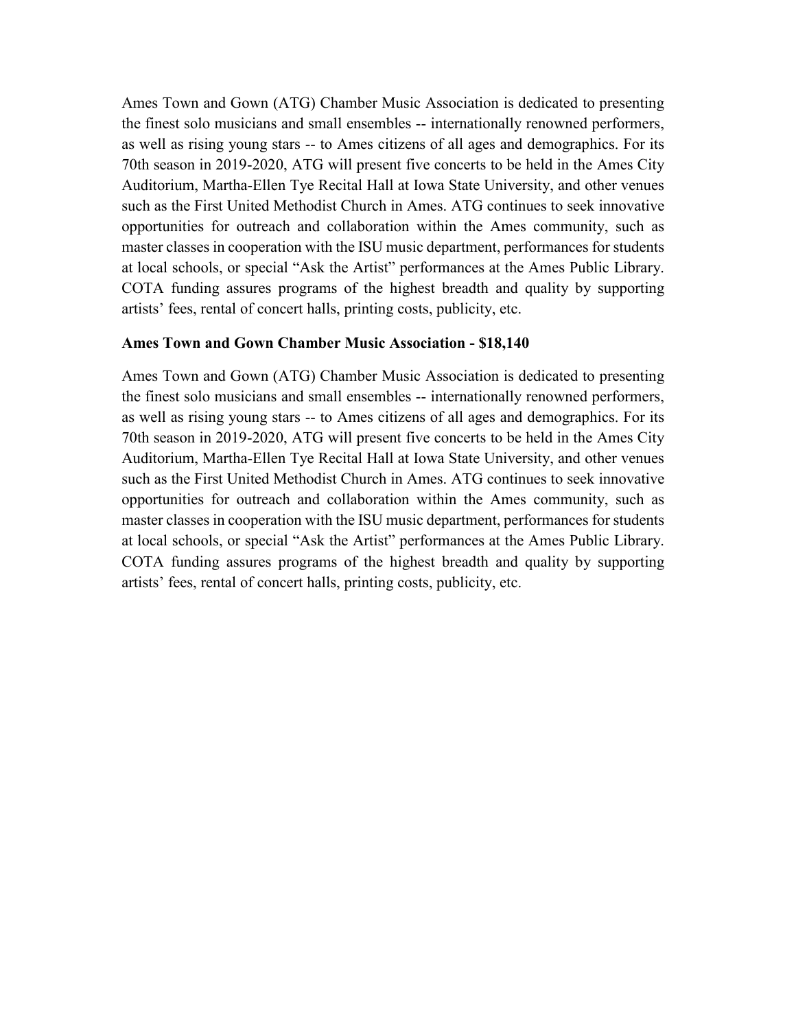Ames Town and Gown (ATG) Chamber Music Association is dedicated to presenting the finest solo musicians and small ensembles -- internationally renowned performers, as well as rising young stars -- to Ames citizens of all ages and demographics. For its 70th season in 2019-2020, ATG will present five concerts to be held in the Ames City Auditorium, Martha-Ellen Tye Recital Hall at Iowa State University, and other venues such as the First United Methodist Church in Ames. ATG continues to seek innovative opportunities for outreach and collaboration within the Ames community, such as master classes in cooperation with the ISU music department, performances for students at local schools, or special "Ask the Artist" performances at the Ames Public Library. COTA funding assures programs of the highest breadth and quality by supporting artists' fees, rental of concert halls, printing costs, publicity, etc.

**Ames Town and Gown Chamber Music Association - $18,140**

Ames Town and Gown (ATG) Chamber Music Association is dedicated to presenting the finest solo musicians and small ensembles -- internationally renowned performers, as well as rising young stars -- to Ames citizens of all ages and demographics. For its 70th season in 2019-2020, ATG will present five concerts to be held in the Ames City Auditorium, Martha-Ellen Tye Recital Hall at Iowa State University, and other venues such as the First United Methodist Church in Ames. ATG continues to seek innovative opportunities for outreach and collaboration within the Ames community, such as master classes in cooperation with the ISU music department, performances for students at local schools, or special "Ask the Artist" performances at the Ames Public Library. COTA funding assures programs of the highest breadth and quality by supporting artists' fees, rental of concert halls, printing costs, publicity, etc.